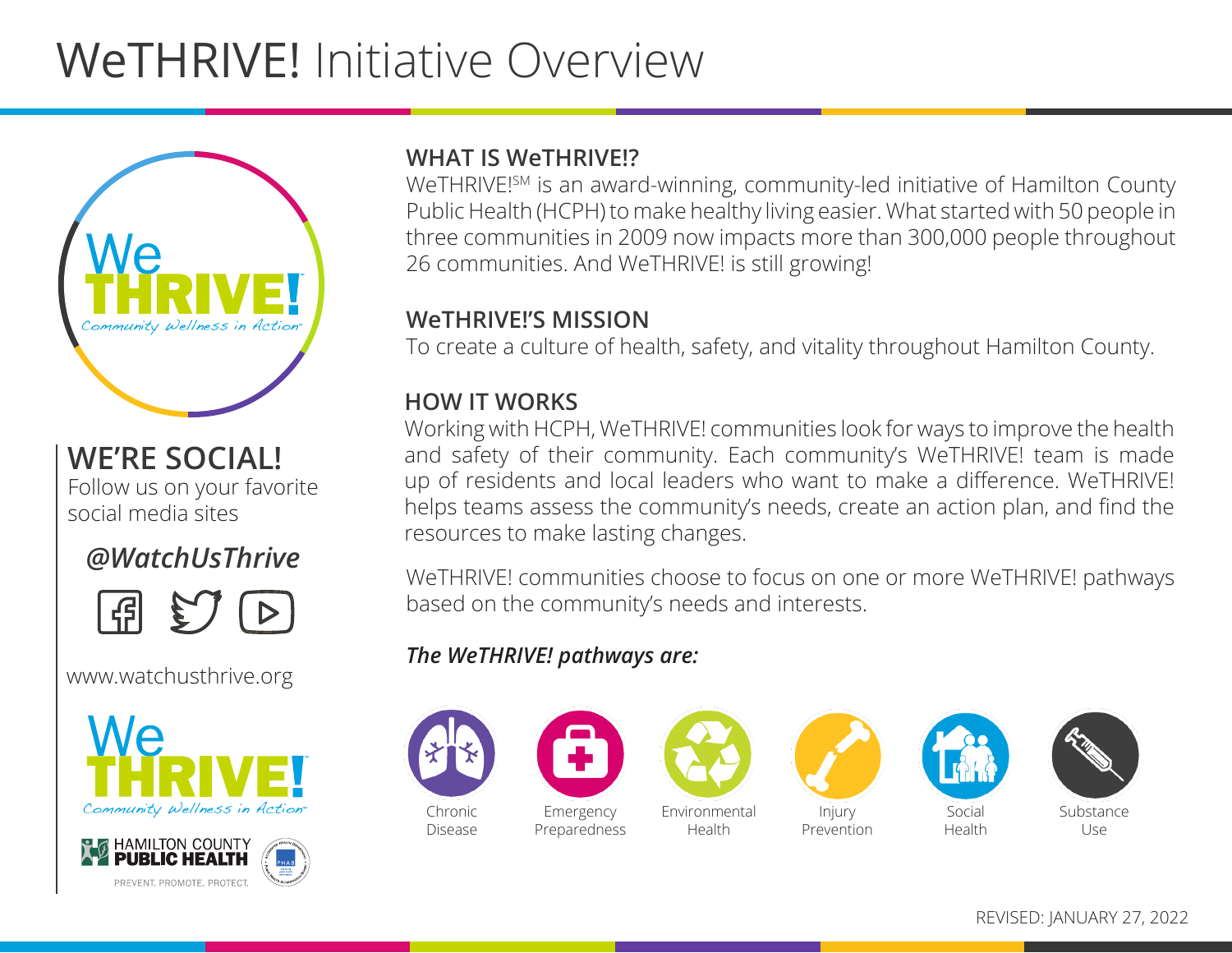# WeTHRIVE! Initiative Overview

We THRIVE!
Community Wellness in Action

## WE'RE SOCIAL!

Follow us on your favorite social media sites

***@WatchUsThrive***

www.watchusthrive.org

HAMILTON COUNTY PUBLIC HEALTH
PREVENT. PROMOTE. PROTECT.

### WHAT IS WeTHRIVE!?

WeTHRIVE!SM is an award-winning, community-led initiative of Hamilton County Public Health (HCPH) to make healthy living easier. What started with 50 people in three communities in 2009 now impacts more than 300,000 people throughout 26 communities. And WeTHRIVE! is still growing!

### WeTHRIVE!'S MISSION

To create a culture of health, safety, and vitality throughout Hamilton County.

### HOW IT WORKS

Working with HCPH, WeTHRIVE! communities look for ways to improve the health and safety of their community. Each community's WeTHRIVE! team is made up of residents and local leaders who want to make a difference. WeTHRIVE! helps teams assess the community's needs, create an action plan, and find the resources to make lasting changes.

WeTHRIVE! communities choose to focus on one or more WeTHRIVE! pathways based on the community's needs and interests.

***The WeTHRIVE! pathways are:***

- Chronic Disease
- Emergency Preparedness
- Environmental Health
- Injury Prevention
- Social Health
- Substance Use

REVISED: JANUARY 27, 2022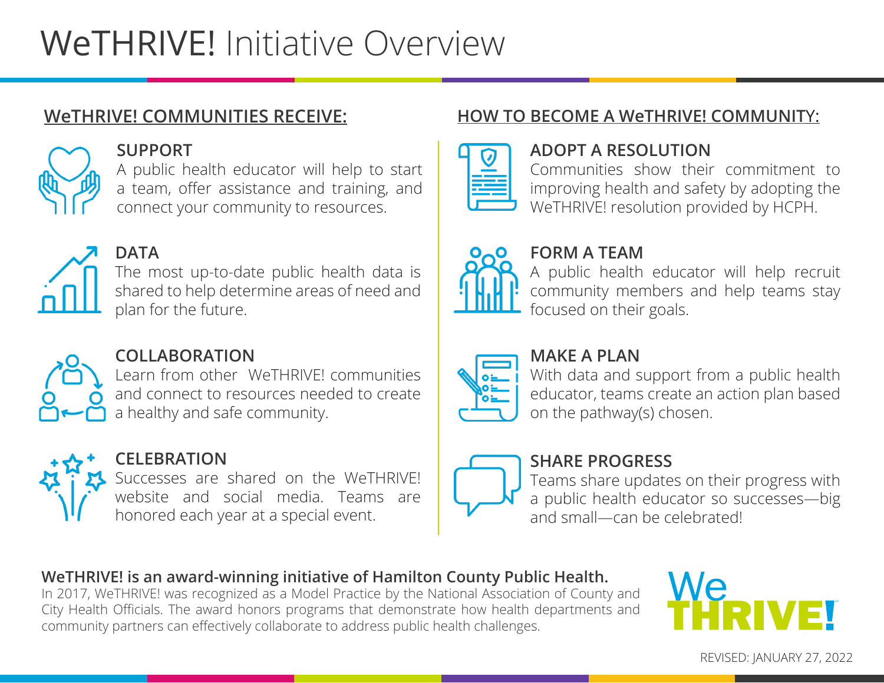# WeTHRIVE! Initiative Overview

## WeTHRIVE! COMMUNITIES RECEIVE:

### SUPPORT

A public health educator will help to start a team, offer assistance and training, and connect your community to resources.

### DATA

The most up-to-date public health data is shared to help determine areas of need and plan for the future.

### COLLABORATION

Learn from other WeTHRIVE! communities and connect to resources needed to create a healthy and safe community.

### CELEBRATION

Successes are shared on the WeTHRIVE! website and social media. Teams are honored each year at a special event.

## HOW TO BECOME A WeTHRIVE! COMMUNITY:

### ADOPT A RESOLUTION

Communities show their commitment to improving health and safety by adopting the WeTHRIVE! resolution provided by HCPH.

### FORM A TEAM

A public health educator will help recruit community members and help teams stay focused on their goals.

### MAKE A PLAN

With data and support from a public health educator, teams create an action plan based on the pathway(s) chosen.

### SHARE PROGRESS

Teams share updates on their progress with a public health educator so successes—big and small—can be celebrated!

**WeTHRIVE! is an award-winning initiative of Hamilton County Public Health.**

In 2017, WeTHRIVE! was recognized as a Model Practice by the National Association of County and City Health Officials. The award honors programs that demonstrate how health departments and community partners can effectively collaborate to address public health challenges.

We THRIVE!

REVISED: JANUARY 27, 2022